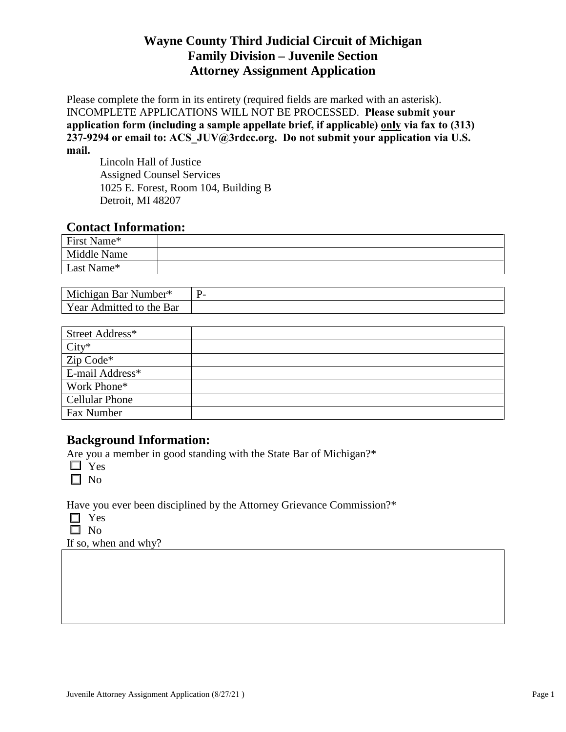# Wayne County Third Judicial Circuit of Michigan
# Family Division – Juvenile Section
# Attorney Assignment Application

Please complete the form in its entirety (required fields are marked with an asterisk). INCOMPLETE APPLICATIONS WILL NOT BE PROCESSED. **Please submit your application form (including a sample appellate brief, if applicable) only via fax to (313) 237-9294 or email to: ACS_JUV@3rdcc.org. Do not submit your application via U.S. mail.**

Lincoln Hall of Justice
Assigned Counsel Services
1025 E. Forest, Room 104, Building B
Detroit, MI 48207

## Contact Information:

| | |
|---|---|
| First Name* | |
| Middle Name | |
| Last Name* | |

| | |
|---|---|
| Michigan Bar Number* | P- |
| Year Admitted to the Bar | |

| | |
|---|---|
| Street Address* | |
| City* | |
| Zip Code* | |
| E-mail Address* | |
| Work Phone* | |
| Cellular Phone | |
| Fax Number | |

## Background Information:

Are you a member in good standing with the State Bar of Michigan?*

☐ Yes
☐ No

Have you ever been disciplined by the Attorney Grievance Commission?*

☐ Yes
☐ No

If so, when and why?

| |
|---|
| |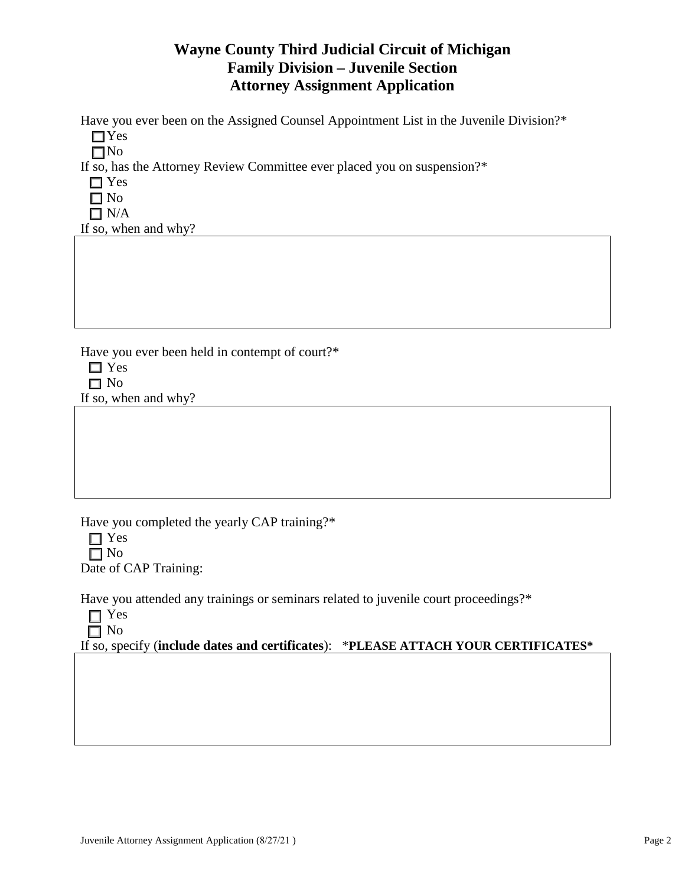# Wayne County Third Judicial Circuit of Michigan
## Family Division – Juvenile Section
## Attorney Assignment Application

Have you ever been on the Assigned Counsel Appointment List in the Juvenile Division?*

☐ Yes
☐ No

If so, has the Attorney Review Committee ever placed you on suspension?*

☐ Yes
☐ No
☐ N/A

If so, when and why?

Have you ever been held in contempt of court?*

☐ Yes
☐ No

If so, when and why?

Have you completed the yearly CAP training?*

☐ Yes
☐ No

Date of CAP Training:

Have you attended any trainings or seminars related to juvenile court proceedings?*

☐ Yes
☐ No

If so, specify (**include dates and certificates**): ***PLEASE ATTACH YOUR CERTIFICATES***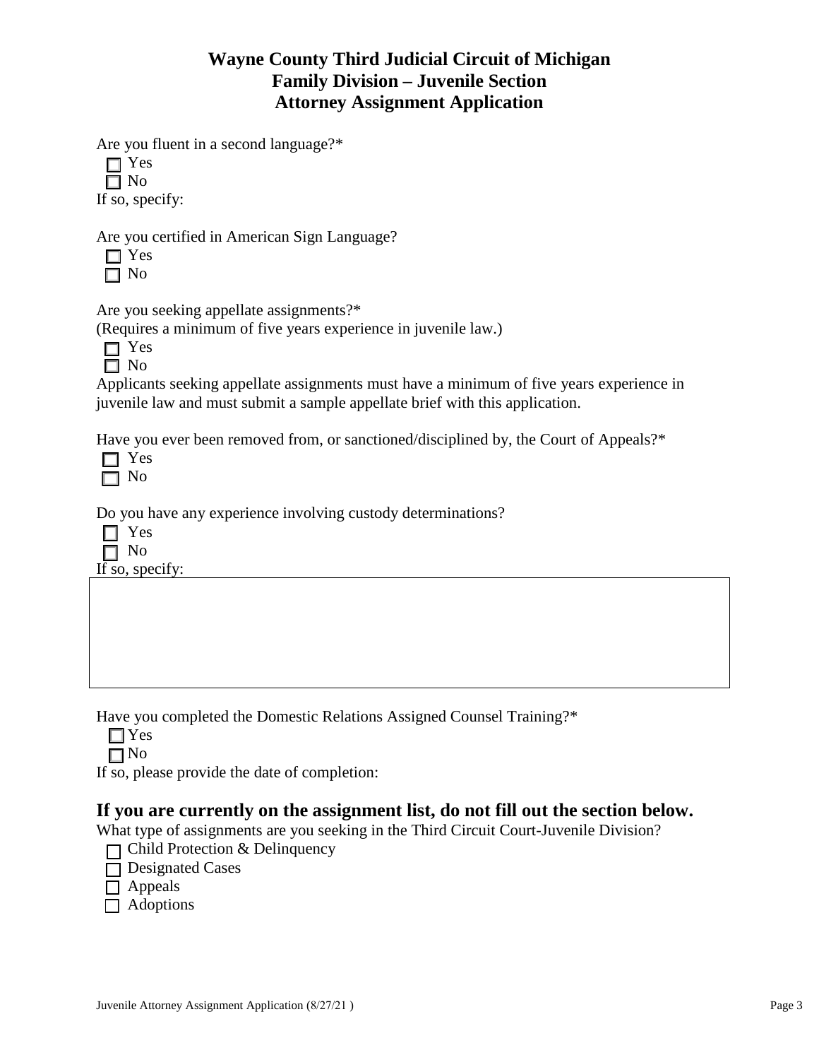# Wayne County Third Judicial Circuit of Michigan
## Family Division – Juvenile Section
## Attorney Assignment Application

Are you fluent in a second language?*

- ☐ Yes
- ☐ No

If so, specify:

Are you certified in American Sign Language?

- ☐ Yes
- ☐ No

Are you seeking appellate assignments?*
(Requires a minimum of five years experience in juvenile law.)

- ☐ Yes
- ☐ No

Applicants seeking appellate assignments must have a minimum of five years experience in juvenile law and must submit a sample appellate brief with this application.

Have you ever been removed from, or sanctioned/disciplined by, the Court of Appeals?*

- ☐ Yes
- ☐ No

Do you have any experience involving custody determinations?

- ☐ Yes
- ☐ No

If so, specify:

Have you completed the Domestic Relations Assigned Counsel Training?*

- ☐ Yes
- ☐ No

If so, please provide the date of completion:

## If you are currently on the assignment list, do not fill out the section below.

What type of assignments are you seeking in the Third Circuit Court-Juvenile Division?

- ☐ Child Protection & Delinquency
- ☐ Designated Cases
- ☐ Appeals
- ☐ Adoptions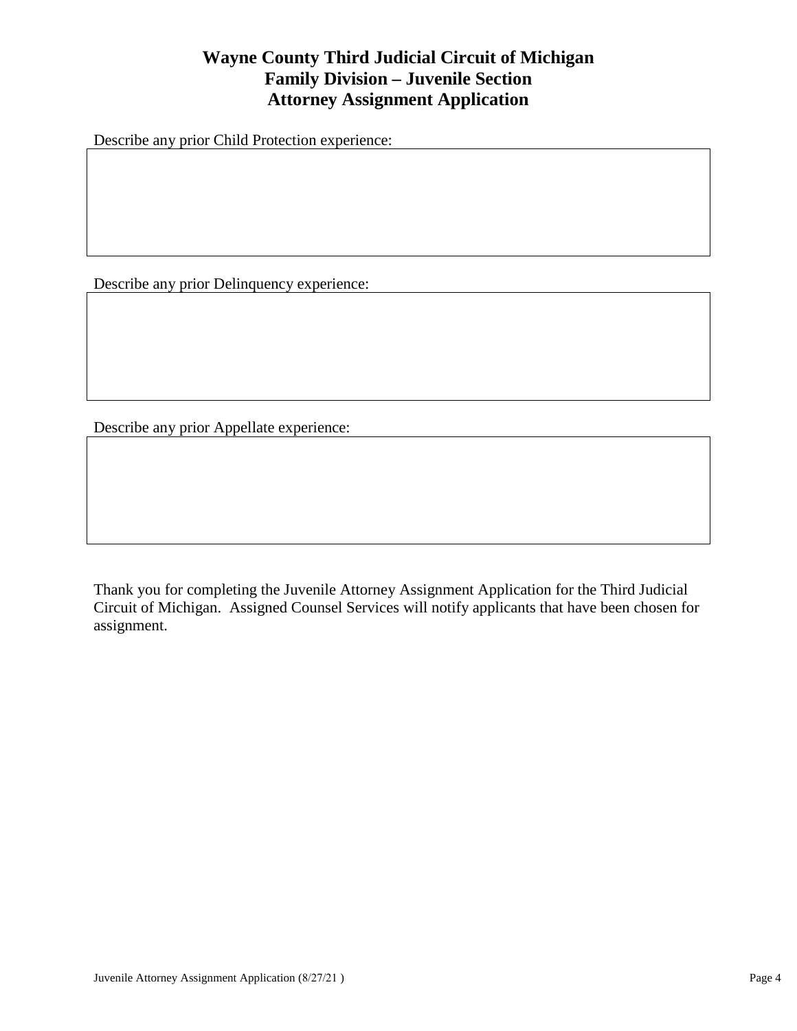# Wayne County Third Judicial Circuit of Michigan
## Family Division – Juvenile Section
## Attorney Assignment Application

Describe any prior Child Protection experience:

Describe any prior Delinquency experience:

Describe any prior Appellate experience:

Thank you for completing the Juvenile Attorney Assignment Application for the Third Judicial Circuit of Michigan. Assigned Counsel Services will notify applicants that have been chosen for assignment.